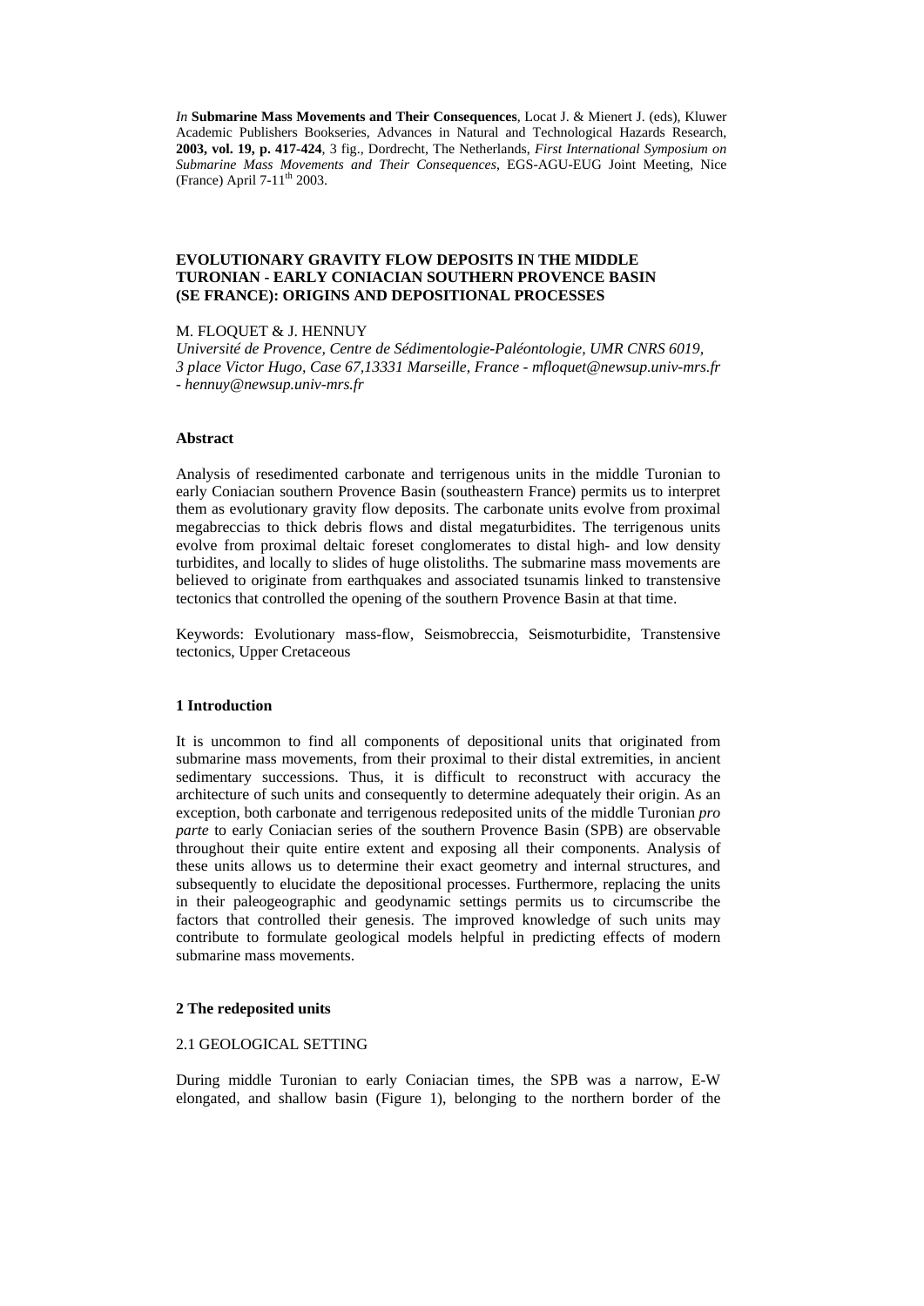*In* **Submarine Mass Movements and Their Consequences**, Locat J. & Mienert J. (eds), Kluwer Academic Publishers Bookseries, Advances in Natural and Technological Hazards Research, **2003, vol. 19, p. 417-424**, 3 fig., Dordrecht, The Netherlands, *First International Symposium on Submarine Mass Movements and Their Consequences*, EGS-AGU-EUG Joint Meeting, Nice (France) April 7-11th 2003.

# EVOLUTIONARY GRAVITY FLOW DEPOSITS IN THE MIDDLE TURONIAN - EARLY CONIACIAN SOUTHERN PROVENCE BASIN (SE FRANCE): ORIGINS AND DEPOSITIONAL PROCESSES

M. FLOQUET & J. HENNUY

*Université de Provence, Centre de Sédimentologie-Paléontologie, UMR CNRS 6019, 3 place Victor Hugo, Case 67,13331 Marseille, France - mfloquet@newsup.univ-mrs.fr - hennuy@newsup.univ-mrs.fr*

### Abstract

Analysis of resedimented carbonate and terrigenous units in the middle Turonian to early Coniacian southern Provence Basin (southeastern France) permits us to interpret them as evolutionary gravity flow deposits. The carbonate units evolve from proximal megabreccias to thick debris flows and distal megaturbidites. The terrigenous units evolve from proximal deltaic foreset conglomerates to distal high- and low density turbidites, and locally to slides of huge olistoliths. The submarine mass movements are believed to originate from earthquakes and associated tsunamis linked to transtensive tectonics that controlled the opening of the southern Provence Basin at that time.

Keywords: Evolutionary mass-flow, Seismobreccia, Seismoturbidite, Transtensive tectonics, Upper Cretaceous

## 1 Introduction

It is uncommon to find all components of depositional units that originated from submarine mass movements, from their proximal to their distal extremities, in ancient sedimentary successions. Thus, it is difficult to reconstruct with accuracy the architecture of such units and consequently to determine adequately their origin. As an exception, both carbonate and terrigenous redeposited units of the middle Turonian *pro parte* to early Coniacian series of the southern Provence Basin (SPB) are observable throughout their quite entire extent and exposing all their components. Analysis of these units allows us to determine their exact geometry and internal structures, and subsequently to elucidate the depositional processes. Furthermore, replacing the units in their paleogeographic and geodynamic settings permits us to circumscribe the factors that controlled their genesis. The improved knowledge of such units may contribute to formulate geological models helpful in predicting effects of modern submarine mass movements.

## 2 The redeposited units

### 2.1 GEOLOGICAL SETTING

During middle Turonian to early Coniacian times, the SPB was a narrow, E-W elongated, and shallow basin (Figure 1), belonging to the northern border of the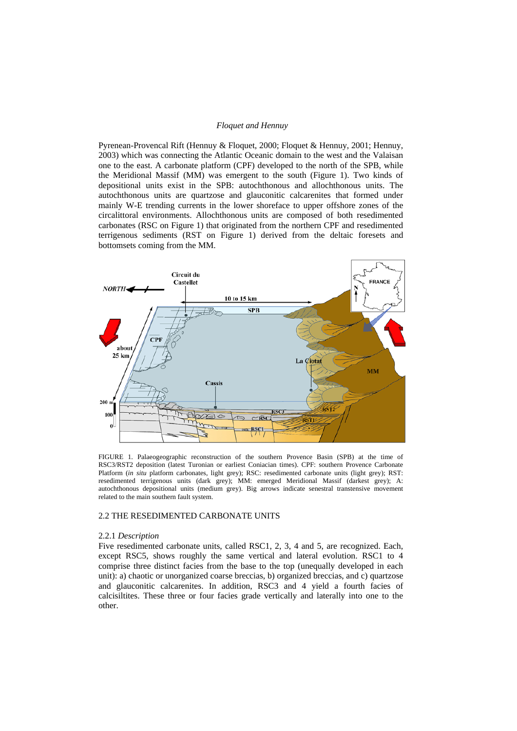Pyrenean-Provencal Rift (Hennuy & Floquet, 2000; Floquet & Hennuy, 2001; Hennuy, 2003) which was connecting the Atlantic Oceanic domain to the west and the Valaisan one to the east. A carbonate platform (CPF) developed to the north of the SPB, while the Meridional Massif (MM) was emergent to the south (Figure 1). Two kinds of depositional units exist in the SPB: autochthonous and allochthonous units. The autochthonous units are quartzose and glauconitic calcarenites that formed under mainly W-E trending currents in the lower shoreface to upper offshore zones of the circalittoral environments. Allochthonous units are composed of both resedimented carbonates (RSC on Figure 1) that originated from the northern CPF and resedimented terrigenous sediments (RST on Figure 1) derived from the deltaic foresets and bottomsets coming from the MM.

FIGURE 1. Palaeogeographic reconstruction of the southern Provence Basin (SPB) at the time of RSC3/RST2 deposition (latest Turonian or earliest Coniacian times). CPF: southern Provence Carbonate Platform (*in situ* platform carbonates, light grey); RSC: resedimented carbonate units (light grey); RST: resedimented terrigenous units (dark grey); MM: emerged Meridional Massif (darkest grey); A: autochthonous depositional units (medium grey). Big arrows indicate senestral transtensive movement related to the main southern fault system.

## 2.2 THE RESEDIMENTED CARBONATE UNITS

### 2.2.1 *Description*

Five resedimented carbonate units, called RSC1, 2, 3, 4 and 5, are recognized. Each, except RSC5, shows roughly the same vertical and lateral evolution. RSC1 to 4 comprise three distinct facies from the base to the top (unequally developed in each unit): a) chaotic or unorganized coarse breccias, b) organized breccias, and c) quartzose and glauconitic calcarenites. In addition, RSC3 and 4 yield a fourth facies of calcisiltites. These three or four facies grade vertically and laterally into one to the other.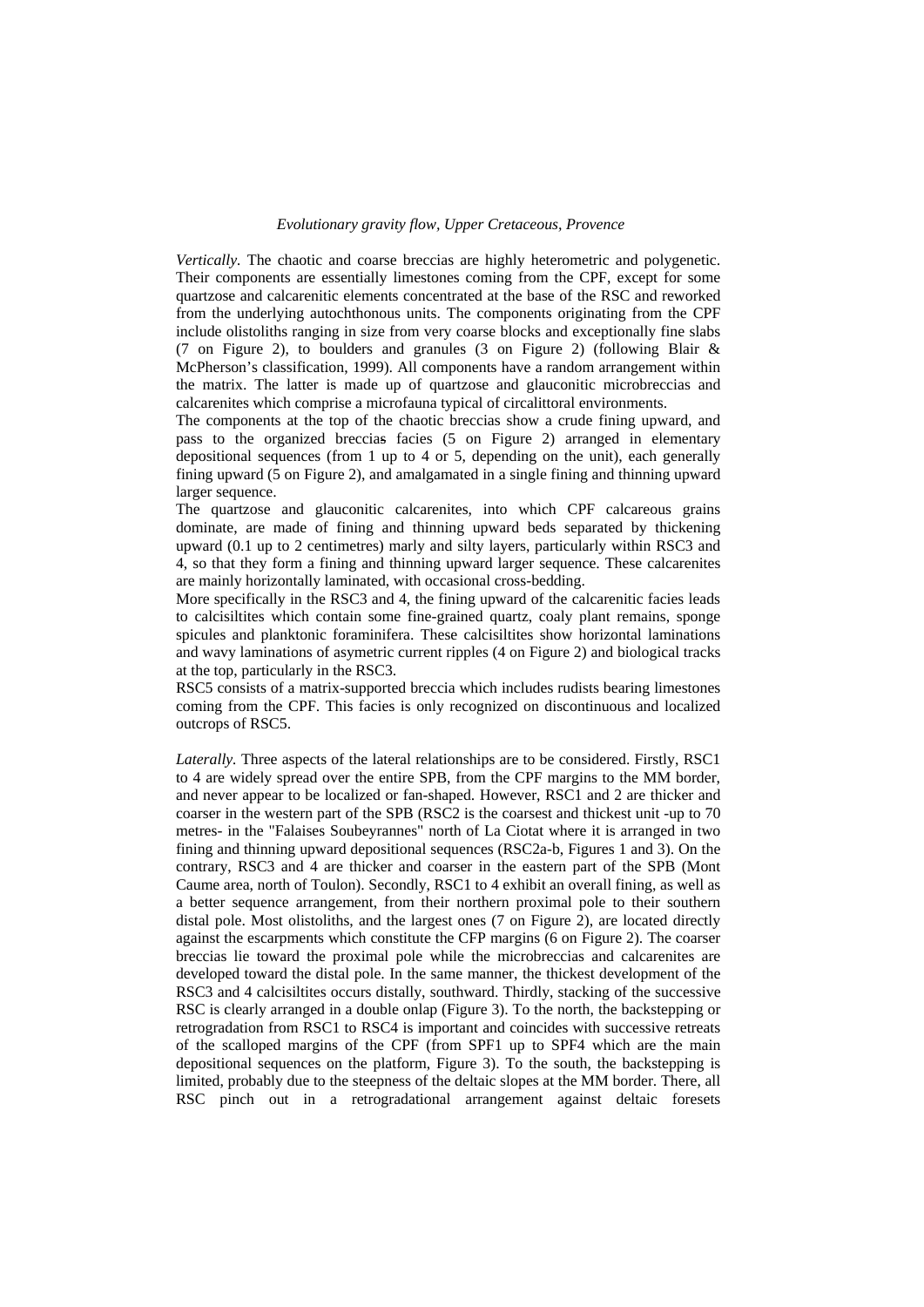*Vertically.* The chaotic and coarse breccias are highly heterometric and polygenetic. Their components are essentially limestones coming from the CPF, except for some quartzose and calcarenitic elements concentrated at the base of the RSC and reworked from the underlying autochthonous units. The components originating from the CPF include olistoliths ranging in size from very coarse blocks and exceptionally fine slabs (7 on Figure 2), to boulders and granules (3 on Figure 2) (following Blair & McPherson's classification, 1999). All components have a random arrangement within the matrix. The latter is made up of quartzose and glauconitic microbreccias and calcarenites which comprise a microfauna typical of circalittoral environments.

The components at the top of the chaotic breccias show a crude fining upward, and pass to the organized breccias facies (5 on Figure 2) arranged in elementary depositional sequences (from 1 up to 4 or 5, depending on the unit), each generally fining upward (5 on Figure 2), and amalgamated in a single fining and thinning upward larger sequence.

The quartzose and glauconitic calcarenites, into which CPF calcareous grains dominate, are made of fining and thinning upward beds separated by thickening upward (0.1 up to 2 centimetres) marly and silty layers, particularly within RSC3 and 4, so that they form a fining and thinning upward larger sequence. These calcarenites are mainly horizontally laminated, with occasional cross-bedding.

More specifically in the RSC3 and 4, the fining upward of the calcarenitic facies leads to calcisiltites which contain some fine-grained quartz, coaly plant remains, sponge spicules and planktonic foraminifera. These calcisiltites show horizontal laminations and wavy laminations of asymetric current ripples (4 on Figure 2) and biological tracks at the top, particularly in the RSC3.

RSC5 consists of a matrix-supported breccia which includes rudists bearing limestones coming from the CPF. This facies is only recognized on discontinuous and localized outcrops of RSC5.

*Laterally.* Three aspects of the lateral relationships are to be considered. Firstly, RSC1 to 4 are widely spread over the entire SPB, from the CPF margins to the MM border, and never appear to be localized or fan-shaped. However, RSC1 and 2 are thicker and coarser in the western part of the SPB (RSC2 is the coarsest and thickest unit -up to 70 metres- in the "Falaises Soubeyrannes" north of La Ciotat where it is arranged in two fining and thinning upward depositional sequences (RSC2a-b, Figures 1 and 3). On the contrary, RSC3 and 4 are thicker and coarser in the eastern part of the SPB (Mont Caume area, north of Toulon). Secondly, RSC1 to 4 exhibit an overall fining, as well as a better sequence arrangement, from their northern proximal pole to their southern distal pole. Most olistoliths, and the largest ones (7 on Figure 2), are located directly against the escarpments which constitute the CFP margins (6 on Figure 2). The coarser breccias lie toward the proximal pole while the microbreccias and calcarenites are developed toward the distal pole. In the same manner, the thickest development of the RSC3 and 4 calcisiltites occurs distally, southward. Thirdly, stacking of the successive RSC is clearly arranged in a double onlap (Figure 3). To the north, the backstepping or retrogradation from RSC1 to RSC4 is important and coincides with successive retreats of the scalloped margins of the CPF (from SPF1 up to SPF4 which are the main depositional sequences on the platform, Figure 3). To the south, the backstepping is limited, probably due to the steepness of the deltaic slopes at the MM border. There, all RSC pinch out in a retrogradational arrangement against deltaic foresets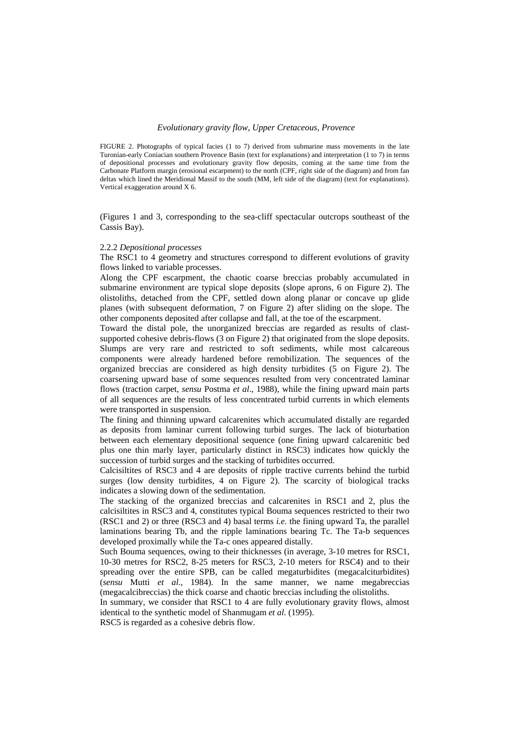FIGURE 2. Photographs of typical facies (1 to 7) derived from submarine mass movements in the late Turonian-early Coniacian southern Provence Basin (text for explanations) and interpretation (1 to 7) in terms of depositional processes and evolutionary gravity flow deposits, coming at the same time from the Carbonate Platform margin (erosional escarpment) to the north (CPF, right side of the diagram) and from fan deltas which lined the Meridional Massif to the south (MM, left side of the diagram) (text for explanations). Vertical exaggeration around X 6.

(Figures 1 and 3, corresponding to the sea-cliff spectacular outcrops southeast of the Cassis Bay).

### 2.2.2 *Depositional processes*

The RSC1 to 4 geometry and structures correspond to different evolutions of gravity flows linked to variable processes.

Along the CPF escarpment, the chaotic coarse breccias probably accumulated in submarine environment are typical slope deposits (slope aprons, 6 on Figure 2). The olistoliths, detached from the CPF, settled down along planar or concave up glide planes (with subsequent deformation, 7 on Figure 2) after sliding on the slope. The other components deposited after collapse and fall, at the toe of the escarpment.

Toward the distal pole, the unorganized breccias are regarded as results of clast-supported cohesive debris-flows (3 on Figure 2) that originated from the slope deposits. Slumps are very rare and restricted to soft sediments, while most calcareous components were already hardened before remobilization. The sequences of the organized breccias are considered as high density turbidites (5 on Figure 2). The coarsening upward base of some sequences resulted from very concentrated laminar flows (traction carpet, *sensu* Postma *et al*., 1988), while the fining upward main parts of all sequences are the results of less concentrated turbid currents in which elements were transported in suspension.

The fining and thinning upward calcarenites which accumulated distally are regarded as deposits from laminar current following turbid surges. The lack of bioturbation between each elementary depositional sequence (one fining upward calcarenitic bed plus one thin marly layer, particularly distinct in RSC3) indicates how quickly the succession of turbid surges and the stacking of turbidites occurred.

Calcisiltites of RSC3 and 4 are deposits of ripple tractive currents behind the turbid surges (low density turbidites, 4 on Figure 2). The scarcity of biological tracks indicates a slowing down of the sedimentation.

The stacking of the organized breccias and calcarenites in RSC1 and 2, plus the calcisiltites in RSC3 and 4, constitutes typical Bouma sequences restricted to their two (RSC1 and 2) or three (RSC3 and 4) basal terms *i.e.* the fining upward Ta, the parallel laminations bearing Tb, and the ripple laminations bearing Tc. The Ta-b sequences developed proximally while the Ta-c ones appeared distally.

Such Bouma sequences, owing to their thicknesses (in average, 3-10 metres for RSC1, 10-30 metres for RSC2, 8-25 meters for RSC3, 2-10 meters for RSC4) and to their spreading over the entire SPB, can be called megaturbidites (megacalciturbidites) (*sensu* Mutti *et al*., 1984). In the same manner, we name megabreccias (megacalcibreccias) the thick coarse and chaotic breccias including the olistoliths.

In summary, we consider that RSC1 to 4 are fully evolutionary gravity flows, almost identical to the synthetic model of Shanmugam *et al*. (1995).

RSC5 is regarded as a cohesive debris flow.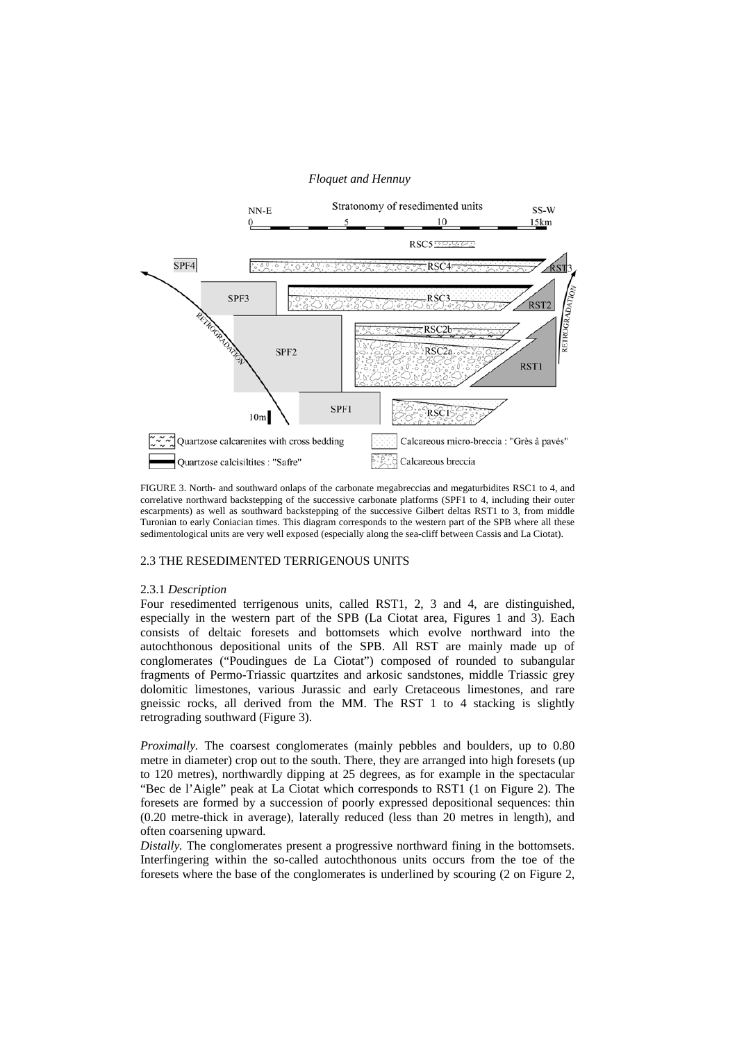FIGURE 3. North- and southward onlaps of the carbonate megabreccias and megaturbidites RSC1 to 4, and correlative northward backstepping of the successive carbonate platforms (SPF1 to 4, including their outer escarpments) as well as southward backstepping of the successive Gilbert deltas RST1 to 3, from middle Turonian to early Coniacian times. This diagram corresponds to the western part of the SPB where all these sedimentological units are very well exposed (especially along the sea-cliff between Cassis and La Ciotat).

### 2.3 THE RESEDIMENTED TERRIGENOUS UNITS

#### 2.3.1 *Description*

Four resedimented terrigenous units, called RST1, 2, 3 and 4, are distinguished, especially in the western part of the SPB (La Ciotat area, Figures 1 and 3). Each consists of deltaic foresets and bottomsets which evolve northward into the autochthonous depositional units of the SPB. All RST are mainly made up of conglomerates ("Poudingues de La Ciotat") composed of rounded to subangular fragments of Permo-Triassic quartzites and arkosic sandstones, middle Triassic grey dolomitic limestones, various Jurassic and early Cretaceous limestones, and rare gneissic rocks, all derived from the MM. The RST 1 to 4 stacking is slightly retrograding southward (Figure 3).

*Proximally.* The coarsest conglomerates (mainly pebbles and boulders, up to 0.80 metre in diameter) crop out to the south. There, they are arranged into high foresets (up to 120 metres), northwardly dipping at 25 degrees, as for example in the spectacular "Bec de l'Aigle" peak at La Ciotat which corresponds to RST1 (1 on Figure 2). The foresets are formed by a succession of poorly expressed depositional sequences: thin (0.20 metre-thick in average), laterally reduced (less than 20 metres in length), and often coarsening upward.

*Distally.* The conglomerates present a progressive northward fining in the bottomsets. Interfingering within the so-called autochthonous units occurs from the toe of the foresets where the base of the conglomerates is underlined by scouring (2 on Figure 2,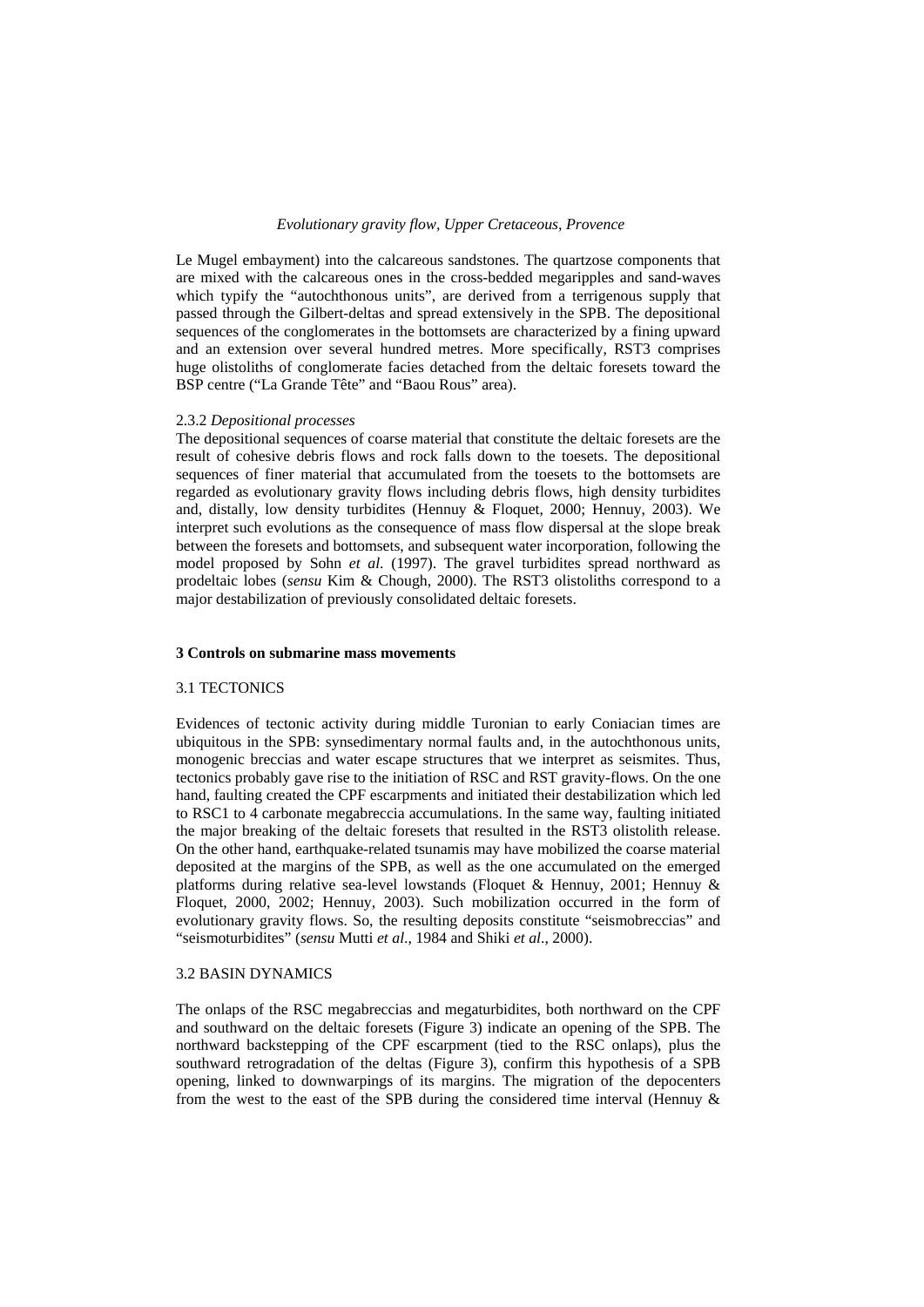Le Mugel embayment) into the calcareous sandstones. The quartzose components that are mixed with the calcareous ones in the cross-bedded megaripples and sand-waves which typify the "autochthonous units", are derived from a terrigenous supply that passed through the Gilbert-deltas and spread extensively in the SPB. The depositional sequences of the conglomerates in the bottomsets are characterized by a fining upward and an extension over several hundred metres. More specifically, RST3 comprises huge olistoliths of conglomerate facies detached from the deltaic foresets toward the BSP centre ("La Grande Tête" and "Baou Rous" area).

2.3.2 *Depositional processes*

The depositional sequences of coarse material that constitute the deltaic foresets are the result of cohesive debris flows and rock falls down to the toesets. The depositional sequences of finer material that accumulated from the toesets to the bottomsets are regarded as evolutionary gravity flows including debris flows, high density turbidites and, distally, low density turbidites (Hennuy & Floquet, 2000; Hennuy, 2003). We interpret such evolutions as the consequence of mass flow dispersal at the slope break between the foresets and bottomsets, and subsequent water incorporation, following the model proposed by Sohn *et al*. (1997). The gravel turbidites spread northward as prodeltaic lobes (*sensu* Kim & Chough, 2000). The RST3 olistoliths correspond to a major destabilization of previously consolidated deltaic foresets.

## 3 Controls on submarine mass movements

### 3.1 TECTONICS

Evidences of tectonic activity during middle Turonian to early Coniacian times are ubiquitous in the SPB: synsedimentary normal faults and, in the autochthonous units, monogenic breccias and water escape structures that we interpret as seismites. Thus, tectonics probably gave rise to the initiation of RSC and RST gravity-flows. On the one hand, faulting created the CPF escarpments and initiated their destabilization which led to RSC1 to 4 carbonate megabreccia accumulations. In the same way, faulting initiated the major breaking of the deltaic foresets that resulted in the RST3 olistolith release. On the other hand, earthquake-related tsunamis may have mobilized the coarse material deposited at the margins of the SPB, as well as the one accumulated on the emerged platforms during relative sea-level lowstands (Floquet & Hennuy, 2001; Hennuy & Floquet, 2000, 2002; Hennuy, 2003). Such mobilization occurred in the form of evolutionary gravity flows. So, the resulting deposits constitute "seismobreccias" and "seismoturbidites" (*sensu* Mutti *et al*., 1984 and Shiki *et al*., 2000).

### 3.2 BASIN DYNAMICS

The onlaps of the RSC megabreccias and megaturbidites, both northward on the CPF and southward on the deltaic foresets (Figure 3) indicate an opening of the SPB. The northward backstepping of the CPF escarpment (tied to the RSC onlaps), plus the southward retrogradation of the deltas (Figure 3), confirm this hypothesis of a SPB opening, linked to downwarpings of its margins. The migration of the depocenters from the west to the east of the SPB during the considered time interval (Hennuy &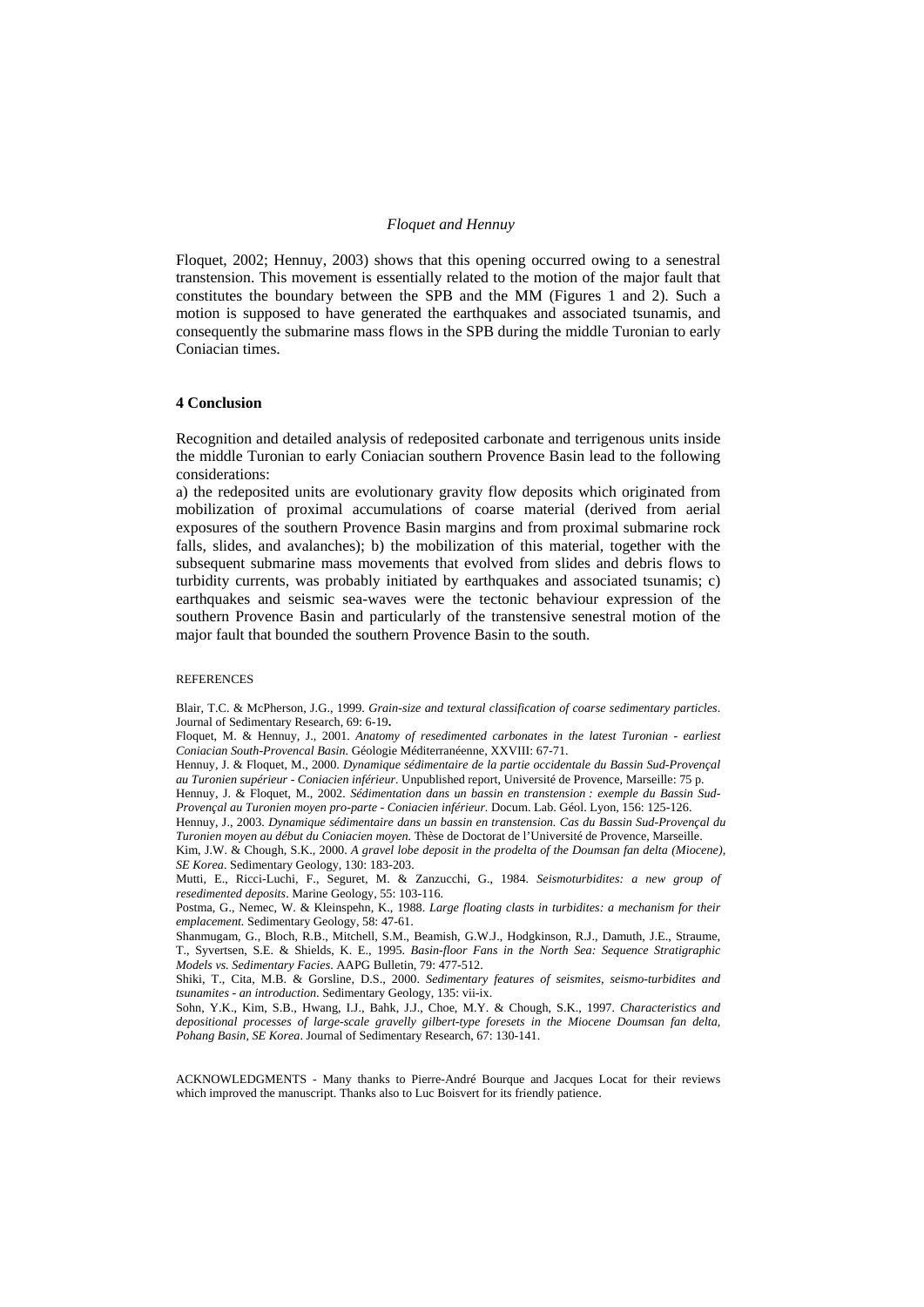Floquet, 2002; Hennuy, 2003) shows that this opening occurred owing to a senestral transtension. This movement is essentially related to the motion of the major fault that constitutes the boundary between the SPB and the MM (Figures 1 and 2). Such a motion is supposed to have generated the earthquakes and associated tsunamis, and consequently the submarine mass flows in the SPB during the middle Turonian to early Coniacian times.

## 4 Conclusion

Recognition and detailed analysis of redeposited carbonate and terrigenous units inside the middle Turonian to early Coniacian southern Provence Basin lead to the following considerations:

a) the redeposited units are evolutionary gravity flow deposits which originated from mobilization of proximal accumulations of coarse material (derived from aerial exposures of the southern Provence Basin margins and from proximal submarine rock falls, slides, and avalanches); b) the mobilization of this material, together with the subsequent submarine mass movements that evolved from slides and debris flows to turbidity currents, was probably initiated by earthquakes and associated tsunamis; c) earthquakes and seismic sea-waves were the tectonic behaviour expression of the southern Provence Basin and particularly of the transtensive senestral motion of the major fault that bounded the southern Provence Basin to the south.

### REFERENCES

Blair, T.C. & McPherson, J.G., 1999. *Grain-size and textural classification of coarse sedimentary particles*. Journal of Sedimentary Research, 69: 6-19**.**

Floquet, M. & Hennuy, J., 2001. *Anatomy of resedimented carbonates in the latest Turonian - earliest Coniacian South-Provencal Basin*. Géologie Méditerranéenne, XXVIII: 67-71.

Hennuy, J. & Floquet, M., 2000. *Dynamique sédimentaire de la partie occidentale du Bassin Sud-Provençal au Turonien supérieur - Coniacien inférieur*. Unpublished report, Université de Provence, Marseille: 75 p.

Hennuy, J. & Floquet, M., 2002. *Sédimentation dans un bassin en transtension : exemple du Bassin Sud-Provençal au Turonien moyen pro-parte - Coniacien inférieur*. Docum. Lab. Géol. Lyon, 156: 125-126.

Hennuy, J., 2003. *Dynamique sédimentaire dans un bassin en transtension. Cas du Bassin Sud-Provençal du Turonien moyen au début du Coniacien moyen*. Thèse de Doctorat de l'Université de Provence, Marseille.

Kim, J.W. & Chough, S.K., 2000. *A gravel lobe deposit in the prodelta of the Doumsan fan delta (Miocene), SE Korea*. Sedimentary Geology, 130: 183-203.

Mutti, E., Ricci-Luchi, F., Seguret, M. & Zanzucchi, G., 1984. *Seismoturbidites: a new group of resedimented deposits*. Marine Geology, 55: 103-116.

Postma, G., Nemec, W. & Kleinspehn, K., 1988. *Large floating clasts in turbidites: a mechanism for their emplacement.* Sedimentary Geology, 58: 47-61.

Shanmugam, G., Bloch, R.B., Mitchell, S.M., Beamish, G.W.J., Hodgkinson, R.J., Damuth, J.E., Straume, T., Syvertsen, S.E. & Shields, K. E., 1995. *Basin-floor Fans in the North Sea: Sequence Stratigraphic Models vs. Sedimentary Facies*. AAPG Bulletin, 79: 477-512.

Shiki, T., Cita, M.B. & Gorsline, D.S., 2000. *Sedimentary features of seismites, seismo-turbidites and tsunamites - an introduction*. Sedimentary Geology, 135: vii-ix.

Sohn, Y.K., Kim, S.B., Hwang, I.J., Bahk, J.J., Choe, M.Y. & Chough, S.K., 1997. *Characteristics and depositional processes of large-scale gravelly gilbert-type foresets in the Miocene Doumsan fan delta, Pohang Basin, SE Korea*. Journal of Sedimentary Research, 67: 130-141.

ACKNOWLEDGMENTS - Many thanks to Pierre-André Bourque and Jacques Locat for their reviews which improved the manuscript. Thanks also to Luc Boisvert for its friendly patience.